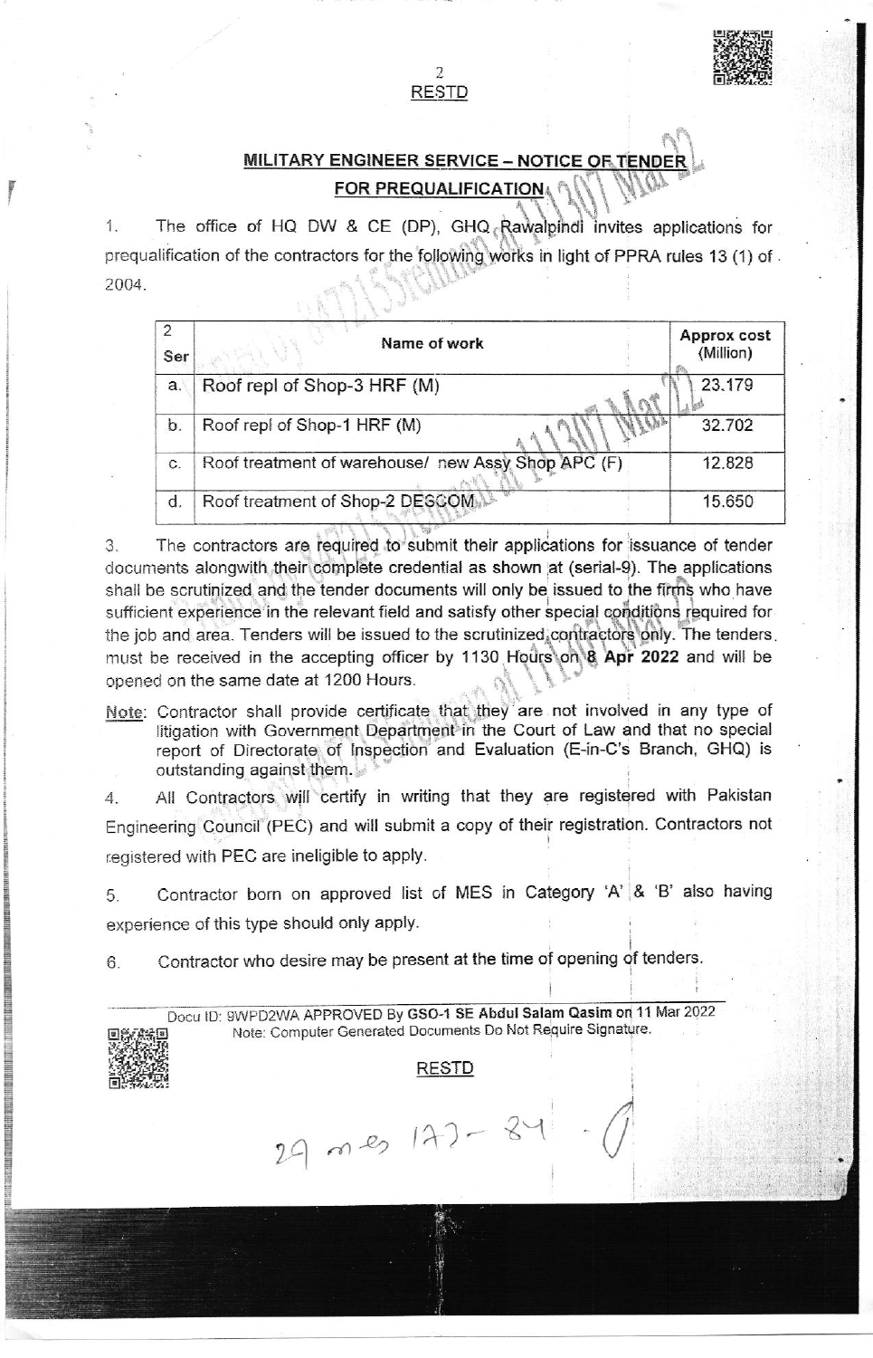## MILITARY ENGINEER SERVICE – NOTICE OF TENDER FOR PREQUALIFICATION

1. The office of HQ DW & CE (DP), GHQ Rawalpindi invites applications for prequalification of the contractors for the following works in light of PPRA rules 13 (1) of 2004.

| 2 Ser | Name of work | Approx cost (Million) |
|---|---|---|
| a. | Roof repl of Shop-3 HRF (M) | 23.179 |
| b. | Roof repl of Shop-1 HRF (M) | 32.702 |
| c. | Roof treatment of warehouse/ new Assy Shop APC (F) | 12.828 |
| d. | Roof treatment of Shop-2 DESCOM | 15.650 |

3. The contractors are required to submit their applications for issuance of tender documents alongwith their complete credential as shown at (serial-9). The applications shall be scrutinized and the tender documents will only be issued to the firms who have sufficient experience in the relevant field and satisfy other special conditions required for the job and area. Tenders will be issued to the scrutinized contractors only. The tenders must be received in the accepting officer by 1130 Hours on **8 Apr 2022** and will be opened on the same date at 1200 Hours.

Note: Contractor shall provide certificate that they are not involved in any type of litigation with Government Department in the Court of Law and that no special report of Directorate of Inspection and Evaluation (E-in-C's Branch, GHQ) is outstanding against them.

4. All Contractors will certify in writing that they are registered with Pakistan Engineering Council (PEC) and will submit a copy of their registration. Contractors not registered with PEC are ineligible to apply.

5. Contractor born on approved list of MES in Category 'A' & 'B' also having experience of this type should only apply.

6. Contractor who desire may be present at the time of opening of tenders.

Docu ID: 9WPD2WA APPROVED By **GSO-1 SE Abdul Salam Qasim** on 11 Mar 2022
Note: Computer Generated Documents Do Not Require Signature.

29 mes 173- 84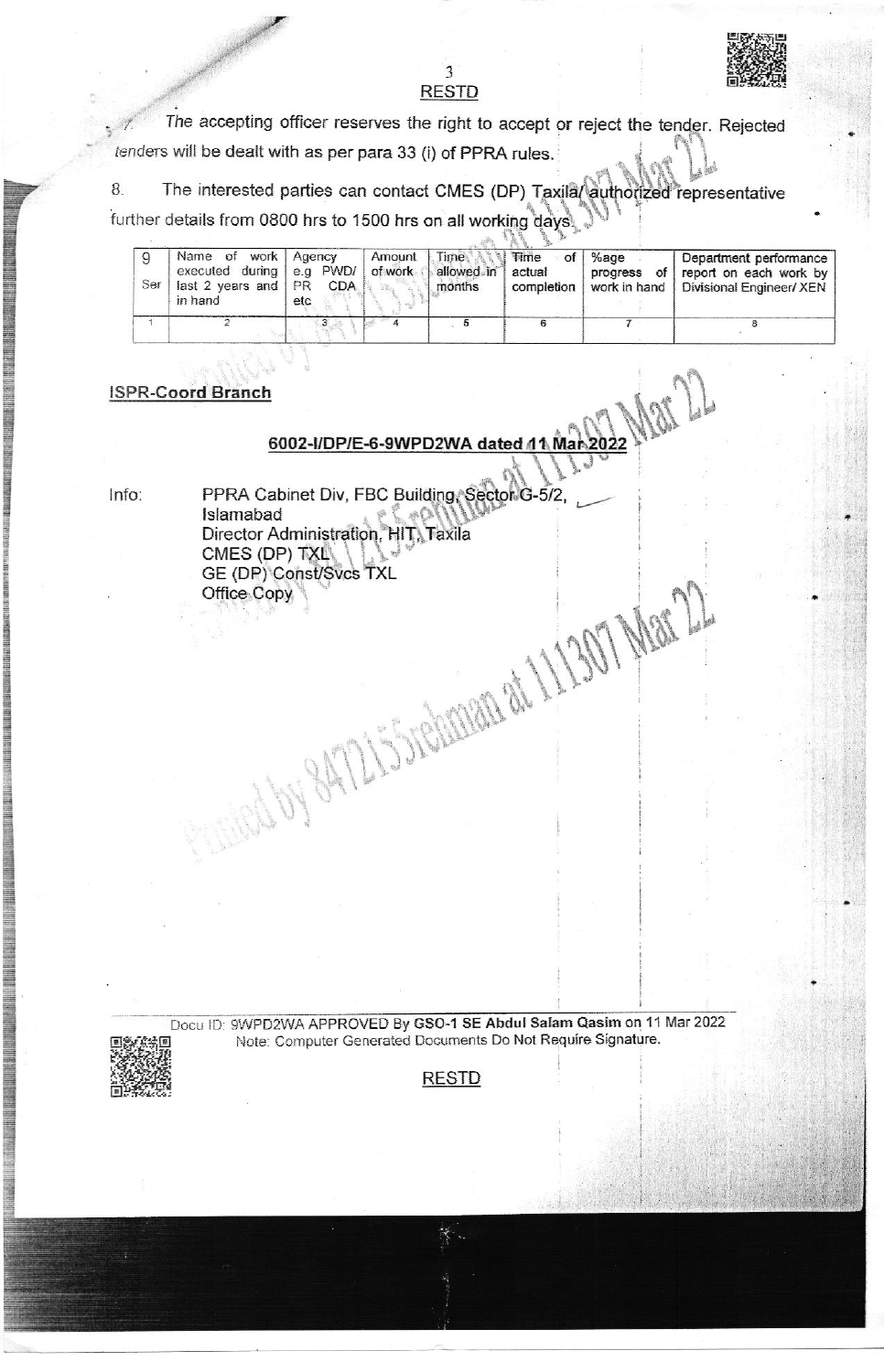RESTD

7. The accepting officer reserves the right to accept or reject the tender. Rejected tenders will be dealt with as per para 33 (i) of PPRA rules.

8. The interested parties can contact CMES (DP) Taxila/ authorized representative further details from 0800 hrs to 1500 hrs on all working days.

9.

| Ser | Name of work executed during last 2 years and in hand | Agency e.g PWD/ PR CDA etc | Amount of work | Time allowed in months | Time of actual completion | %age progress of work in hand | Department performance report on each work by Divisional Engineer/ XEN |
|---|---|---|---|---|---|---|---|
| 1 | 2 | 3 | 4 | 5 | 6 | 7 | 8 |

**ISPR-Coord Branch**

**6002-I/DP/E-6-9WPD2WA dated 11 Mar 2022**

Info: PPRA Cabinet Div, FBC Building, Sector G-5/2, Islamabad
Director Administration, HIT, Taxila
CMES (DP) TXL
GE (DP) Const/Svcs TXL
Office Copy

Docu ID: 9WPD2WA APPROVED By **GSO-1 SE Abdul Salam Qasim** on 11 Mar 2022
Note: Computer Generated Documents Do Not Require Signature.

RESTD